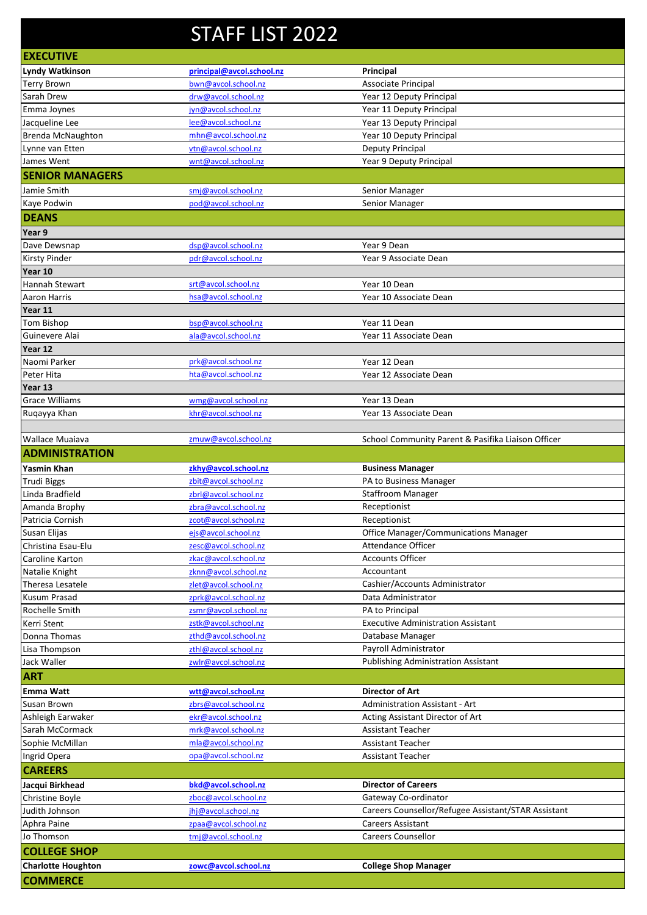# STAFF LIST 2022

| EXECUTIVE | | |
|---|---|---|
| **Lyndy Watkinson** | **principal@avcol.school.nz** | **Principal** |
| Terry Brown | bwn@avcol.school.nz | Associate Principal |
| Sarah Drew | drw@avcol.school.nz | Year 12 Deputy Principal |
| Emma Joynes | jyn@avcol.school.nz | Year 11 Deputy Principal |
| Jacqueline Lee | lee@avcol.school.nz | Year 13 Deputy Principal |
| Brenda McNaughton | mhn@avcol.school.nz | Year 10 Deputy Principal |
| Lynne van Etten | vtn@avcol.school.nz | Deputy Principal |
| James Went | wnt@avcol.school.nz | Year 9 Deputy Principal |
| **SENIOR MANAGERS** | | |
| Jamie Smith | smj@avcol.school.nz | Senior Manager |
| Kaye Podwin | pod@avcol.school.nz | Senior Manager |
| **DEANS** | | |
| **Year 9** | | |
| Dave Dewsnap | dsp@avcol.school.nz | Year 9 Dean |
| Kirsty Pinder | pdr@avcol.school.nz | Year 9 Associate Dean |
| **Year 10** | | |
| Hannah Stewart | srt@avcol.school.nz | Year 10 Dean |
| Aaron Harris | hsa@avcol.school.nz | Year 10 Associate Dean |
| **Year 11** | | |
| Tom Bishop | bsp@avcol.school.nz | Year 11 Dean |
| Guinevere Alai | ala@avcol.school.nz | Year 11 Associate Dean |
| **Year 12** | | |
| Naomi Parker | prk@avcol.school.nz | Year 12 Dean |
| Peter Hita | hta@avcol.school.nz | Year 12 Associate Dean |
| **Year 13** | | |
| Grace Williams | wmg@avcol.school.nz | Year 13 Dean |
| Ruqayya Khan | khr@avcol.school.nz | Year 13 Associate Dean |
| | | |
| Wallace Muaiava | zmuw@avcol.school.nz | School Community Parent & Pasifika Liaison Officer |
| **ADMINISTRATION** | | |
| **Yasmin Khan** | **zkhy@avcol.school.nz** | **Business Manager** |
| Trudi Biggs | zbit@avcol.school.nz | PA to Business Manager |
| Linda Bradfield | zbrl@avcol.school.nz | Staffroom Manager |
| Amanda Brophy | zbra@avcol.school.nz | Receptionist |
| Patricia Cornish | zcot@avcol.school.nz | Receptionist |
| Susan Elijas | ejs@avcol.school.nz | Office Manager/Communications Manager |
| Christina Esau-Elu | zesc@avcol.school.nz | Attendance Officer |
| Caroline Karton | zkac@avcol.school.nz | Accounts Officer |
| Natalie Knight | zknn@avcol.school.nz | Accountant |
| Theresa Lesatele | zlet@avcol.school.nz | Cashier/Accounts Administrator |
| Kusum Prasad | zprk@avcol.school.nz | Data Administrator |
| Rochelle Smith | zsmr@avcol.school.nz | PA to Principal |
| Kerri Stent | zstk@avcol.school.nz | Executive Administration Assistant |
| Donna Thomas | zthd@avcol.school.nz | Database Manager |
| Lisa Thompson | zthl@avcol.school.nz | Payroll Administrator |
| Jack Waller | zwlr@avcol.school.nz | Publishing Administration Assistant |
| **ART** | | |
| **Emma Watt** | **wtt@avcol.school.nz** | **Director of Art** |
| Susan Brown | zbrs@avcol.school.nz | Administration Assistant - Art |
| Ashleigh Earwaker | ekr@avcol.school.nz | Acting Assistant Director of Art |
| Sarah McCormack | mrk@avcol.school.nz | Assistant Teacher |
| Sophie McMillan | mla@avcol.school.nz | Assistant Teacher |
| Ingrid Opera | opa@avcol.school.nz | Assistant Teacher |
| **CAREERS** | | |
| **Jacqui Birkhead** | **bkd@avcol.school.nz** | **Director of Careers** |
| Christine Boyle | zboc@avcol.school.nz | Gateway Co-ordinator |
| Judith Johnson | jhj@avcol.school.nz | Careers Counsellor/Refugee Assistant/STAR Assistant |
| Aphra Paine | zpaa@avcol.school.nz | Careers Assistant |
| Jo Thomson | tmj@avcol.school.nz | Careers Counsellor |
| **COLLEGE SHOP** | | |
| **Charlotte Houghton** | **zowc@avcol.school.nz** | **College Shop Manager** |
| **COMMERCE** | | |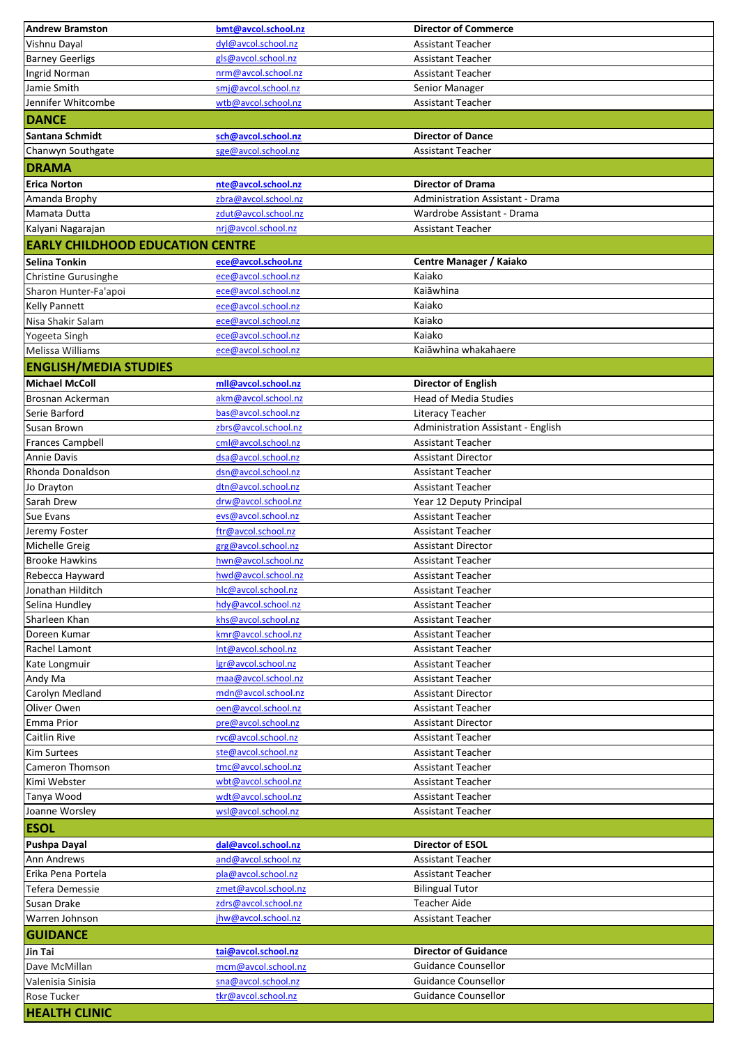| | | |
|---|---|---|
| **Andrew Bramston** | **bmt@avcol.school.nz** | **Director of Commerce** |
| Vishnu Dayal | dyl@avcol.school.nz | Assistant Teacher |
| Barney Geerligs | gls@avcol.school.nz | Assistant Teacher |
| Ingrid Norman | nrm@avcol.school.nz | Assistant Teacher |
| Jamie Smith | smj@avcol.school.nz | Senior Manager |
| Jennifer Whitcombe | wtb@avcol.school.nz | Assistant Teacher |
| **DANCE** | | |
| **Santana Schmidt** | **sch@avcol.school.nz** | **Director of Dance** |
| Chanwyn Southgate | sge@avcol.school.nz | Assistant Teacher |
| **DRAMA** | | |
| **Erica Norton** | **nte@avcol.school.nz** | **Director of Drama** |
| Amanda Brophy | zbra@avcol.school.nz | Administration Assistant - Drama |
| Mamata Dutta | zdut@avcol.school.nz | Wardrobe Assistant - Drama |
| Kalyani Nagarajan | nrj@avcol.school.nz | Assistant Teacher |
| **EARLY CHILDHOOD EDUCATION CENTRE** | | |
| **Selina Tonkin** | **ece@avcol.school.nz** | **Centre Manager / Kaiako** |
| Christine Gurusinghe | ece@avcol.school.nz | Kaiako |
| Sharon Hunter-Fa'apoi | ece@avcol.school.nz | Kaiāwhina |
| Kelly Pannett | ece@avcol.school.nz | Kaiako |
| Nisa Shakir Salam | ece@avcol.school.nz | Kaiako |
| Yogeeta Singh | ece@avcol.school.nz | Kaiako |
| Melissa Williams | ece@avcol.school.nz | Kaiāwhina whakahaere |
| **ENGLISH/MEDIA STUDIES** | | |
| **Michael McColl** | **mll@avcol.school.nz** | **Director of English** |
| Brosnan Ackerman | akm@avcol.school.nz | Head of Media Studies |
| Serie Barford | bas@avcol.school.nz | Literacy Teacher |
| Susan Brown | zbrs@avcol.school.nz | Administration Assistant - English |
| Frances Campbell | cml@avcol.school.nz | Assistant Teacher |
| Annie Davis | dsa@avcol.school.nz | Assistant Director |
| Rhonda Donaldson | dsn@avcol.school.nz | Assistant Teacher |
| Jo Drayton | dtn@avcol.school.nz | Assistant Teacher |
| Sarah Drew | drw@avcol.school.nz | Year 12 Deputy Principal |
| Sue Evans | evs@avcol.school.nz | Assistant Teacher |
| Jeremy Foster | ftr@avcol.school.nz | Assistant Teacher |
| Michelle Greig | grg@avcol.school.nz | Assistant Director |
| Brooke Hawkins | hwn@avcol.school.nz | Assistant Teacher |
| Rebecca Hayward | hwd@avcol.school.nz | Assistant Teacher |
| Jonathan Hilditch | hlc@avcol.school.nz | Assistant Teacher |
| Selina Hundley | hdy@avcol.school.nz | Assistant Teacher |
| Sharleen Khan | khs@avcol.school.nz | Assistant Teacher |
| Doreen Kumar | kmr@avcol.school.nz | Assistant Teacher |
| Rachel Lamont | lnt@avcol.school.nz | Assistant Teacher |
| Kate Longmuir | lgr@avcol.school.nz | Assistant Teacher |
| Andy Ma | maa@avcol.school.nz | Assistant Teacher |
| Carolyn Medland | mdn@avcol.school.nz | Assistant Director |
| Oliver Owen | oen@avcol.school.nz | Assistant Teacher |
| Emma Prior | pre@avcol.school.nz | Assistant Director |
| Caitlin Rive | rvc@avcol.school.nz | Assistant Teacher |
| Kim Surtees | ste@avcol.school.nz | Assistant Teacher |
| Cameron Thomson | tmc@avcol.school.nz | Assistant Teacher |
| Kimi Webster | wbt@avcol.school.nz | Assistant Teacher |
| Tanya Wood | wdt@avcol.school.nz | Assistant Teacher |
| Joanne Worsley | wsl@avcol.school.nz | Assistant Teacher |
| **ESOL** | | |
| **Pushpa Dayal** | **dal@avcol.school.nz** | **Director of ESOL** |
| Ann Andrews | and@avcol.school.nz | Assistant Teacher |
| Erika Pena Portela | pla@avcol.school.nz | Assistant Teacher |
| Tefera Demessie | zmet@avcol.school.nz | Bilingual Tutor |
| Susan Drake | zdrs@avcol.school.nz | Teacher Aide |
| Warren Johnson | jhw@avcol.school.nz | Assistant Teacher |
| **GUIDANCE** | | |
| **Jin Tai** | **tai@avcol.school.nz** | **Director of Guidance** |
| Dave McMillan | mcm@avcol.school.nz | Guidance Counsellor |
| Valenisia Sinisia | sna@avcol.school.nz | Guidance Counsellor |
| Rose Tucker | tkr@avcol.school.nz | Guidance Counsellor |
| **HEALTH CLINIC** | | |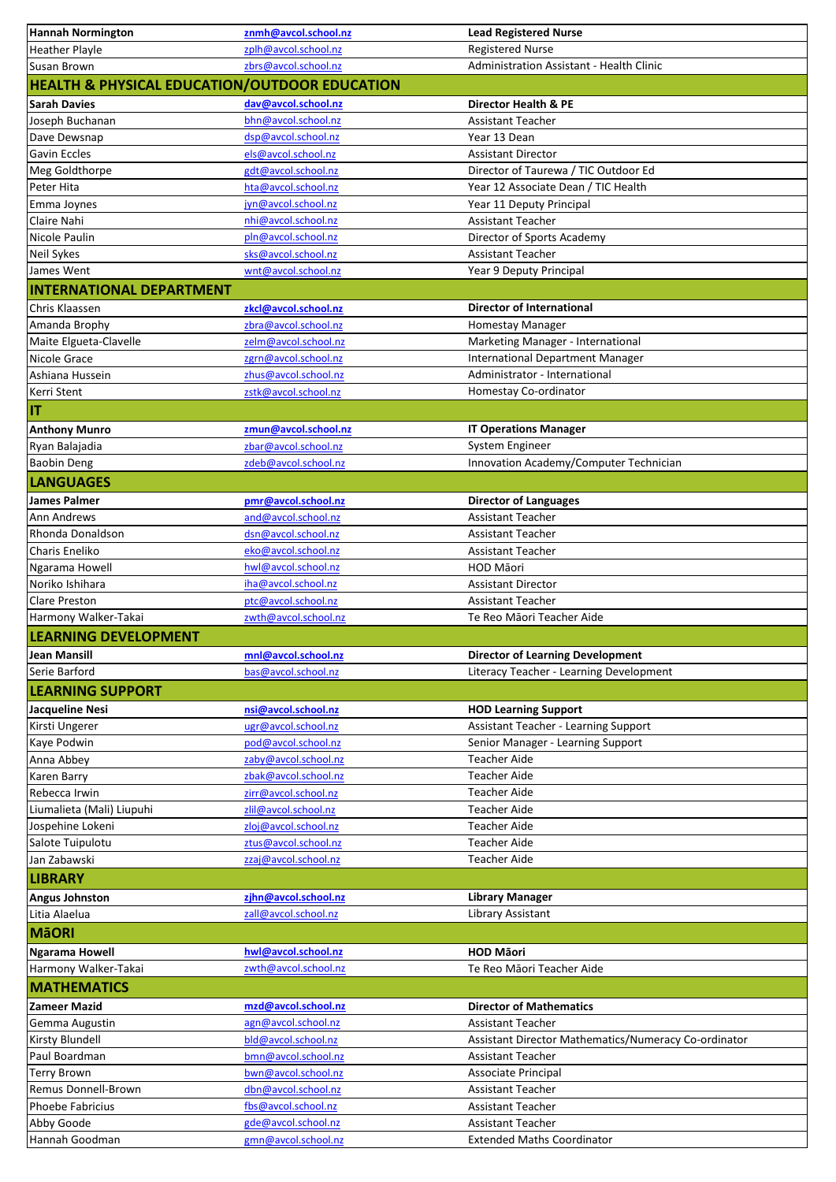| | | |
|---|---|---|
| **Hannah Normington** | **znmh@avcol.school.nz** | **Lead Registered Nurse** |
| Heather Playle | zplh@avcol.school.nz | Registered Nurse |
| Susan Brown | zbrs@avcol.school.nz | Administration Assistant - Health Clinic |
| **HEALTH & PHYSICAL EDUCATION/OUTDOOR EDUCATION** | | |
| **Sarah Davies** | **dav@avcol.school.nz** | **Director Health & PE** |
| Joseph Buchanan | bhn@avcol.school.nz | Assistant Teacher |
| Dave Dewsnap | dsp@avcol.school.nz | Year 13 Dean |
| Gavin Eccles | els@avcol.school.nz | Assistant Director |
| Meg Goldthorpe | gdt@avcol.school.nz | Director of Taurewa / TIC Outdoor Ed |
| Peter Hita | hta@avcol.school.nz | Year 12 Associate Dean / TIC Health |
| Emma Joynes | jyn@avcol.school.nz | Year 11 Deputy Principal |
| Claire Nahi | nhi@avcol.school.nz | Assistant Teacher |
| Nicole Paulin | pln@avcol.school.nz | Director of Sports Academy |
| Neil Sykes | sks@avcol.school.nz | Assistant Teacher |
| James Went | wnt@avcol.school.nz | Year 9 Deputy Principal |
| **INTERNATIONAL DEPARTMENT** | | |
| **Chris Klaassen** | **zkcl@avcol.school.nz** | **Director of International** |
| Amanda Brophy | zbra@avcol.school.nz | Homestay Manager |
| Maite Elgueta-Clavelle | zelm@avcol.school.nz | Marketing Manager - International |
| Nicole Grace | zgrn@avcol.school.nz | International Department Manager |
| Ashiana Hussein | zhus@avcol.school.nz | Administrator - International |
| Kerri Stent | zstk@avcol.school.nz | Homestay Co-ordinator |
| **IT** | | |
| **Anthony Munro** | **zmun@avcol.school.nz** | **IT Operations Manager** |
| Ryan Balajadia | zbar@avcol.school.nz | System Engineer |
| Baobin Deng | zdeb@avcol.school.nz | Innovation Academy/Computer Technician |
| **LANGUAGES** | | |
| **James Palmer** | **pmr@avcol.school.nz** | **Director of Languages** |
| Ann Andrews | and@avcol.school.nz | Assistant Teacher |
| Rhonda Donaldson | dsn@avcol.school.nz | Assistant Teacher |
| Charis Eneliko | eko@avcol.school.nz | Assistant Teacher |
| Ngarama Howell | hwl@avcol.school.nz | HOD Māori |
| Noriko Ishihara | iha@avcol.school.nz | Assistant Director |
| Clare Preston | ptc@avcol.school.nz | Assistant Teacher |
| Harmony Walker-Takai | zwth@avcol.school.nz | Te Reo Māori Teacher Aide |
| **LEARNING DEVELOPMENT** | | |
| **Jean Mansill** | **mnl@avcol.school.nz** | **Director of Learning Development** |
| Serie Barford | bas@avcol.school.nz | Literacy Teacher - Learning Development |
| **LEARNING SUPPORT** | | |
| **Jacqueline Nesi** | **nsi@avcol.school.nz** | **HOD Learning Support** |
| Kirsti Ungerer | ugr@avcol.school.nz | Assistant Teacher - Learning Support |
| Kaye Podwin | pod@avcol.school.nz | Senior Manager - Learning Support |
| Anna Abbey | zaby@avcol.school.nz | Teacher Aide |
| Karen Barry | zbak@avcol.school.nz | Teacher Aide |
| Rebecca Irwin | zirr@avcol.school.nz | Teacher Aide |
| Liumalieta (Mali) Liupuhi | zlil@avcol.school.nz | Teacher Aide |
| Jospehine Lokeni | zloj@avcol.school.nz | Teacher Aide |
| Salote Tuipulotu | ztus@avcol.school.nz | Teacher Aide |
| Jan Zabawski | zzaj@avcol.school.nz | Teacher Aide |
| **LIBRARY** | | |
| **Angus Johnston** | **zjhn@avcol.school.nz** | **Library Manager** |
| Litia Alaelua | zall@avcol.school.nz | Library Assistant |
| **MāORI** | | |
| **Ngarama Howell** | **hwl@avcol.school.nz** | **HOD Māori** |
| Harmony Walker-Takai | zwth@avcol.school.nz | Te Reo Māori Teacher Aide |
| **MATHEMATICS** | | |
| **Zameer Mazid** | **mzd@avcol.school.nz** | **Director of Mathematics** |
| Gemma Augustin | agn@avcol.school.nz | Assistant Teacher |
| Kirsty Blundell | bld@avcol.school.nz | Assistant Director Mathematics/Numeracy Co-ordinator |
| Paul Boardman | bmn@avcol.school.nz | Assistant Teacher |
| Terry Brown | bwn@avcol.school.nz | Associate Principal |
| Remus Donnell-Brown | dbn@avcol.school.nz | Assistant Teacher |
| Phoebe Fabricius | fbs@avcol.school.nz | Assistant Teacher |
| Abby Goode | gde@avcol.school.nz | Assistant Teacher |
| Hannah Goodman | gmn@avcol.school.nz | Extended Maths Coordinator |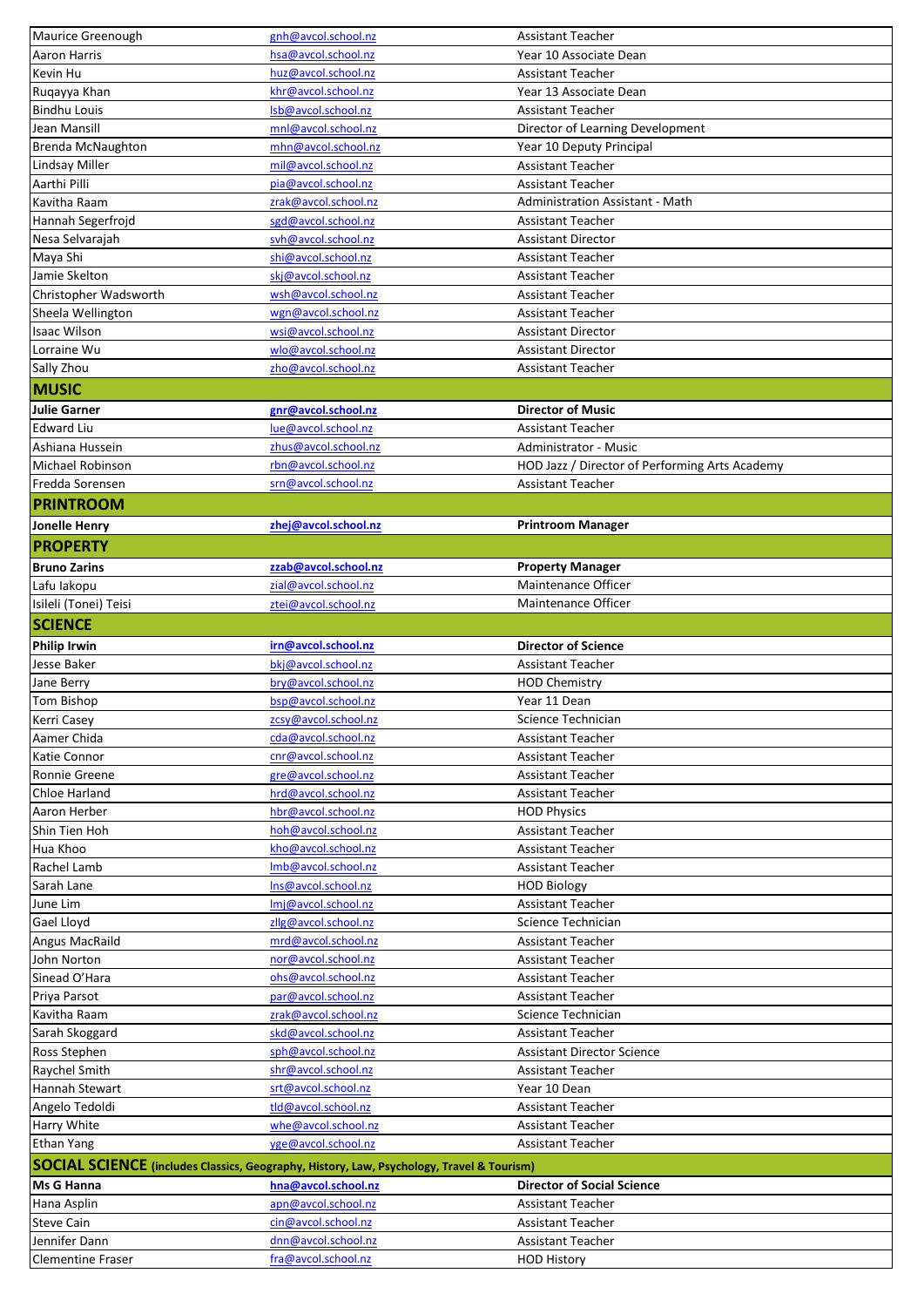| | | |
|---|---|---|
| Maurice Greenough | gnh@avcol.school.nz | Assistant Teacher |
| Aaron Harris | hsa@avcol.school.nz | Year 10 Associate Dean |
| Kevin Hu | huz@avcol.school.nz | Assistant Teacher |
| Ruqayya Khan | khr@avcol.school.nz | Year 13 Associate Dean |
| Bindhu Louis | lsb@avcol.school.nz | Assistant Teacher |
| Jean Mansill | mnl@avcol.school.nz | Director of Learning Development |
| Brenda McNaughton | mhn@avcol.school.nz | Year 10 Deputy Principal |
| Lindsay Miller | mil@avcol.school.nz | Assistant Teacher |
| Aarthi Pilli | pia@avcol.school.nz | Assistant Teacher |
| Kavitha Raam | zrak@avcol.school.nz | Administration Assistant - Math |
| Hannah Segerfrojd | sgd@avcol.school.nz | Assistant Teacher |
| Nesa Selvarajah | svh@avcol.school.nz | Assistant Director |
| Maya Shi | shi@avcol.school.nz | Assistant Teacher |
| Jamie Skelton | skj@avcol.school.nz | Assistant Teacher |
| Christopher Wadsworth | wsh@avcol.school.nz | Assistant Teacher |
| Sheela Wellington | wgn@avcol.school.nz | Assistant Teacher |
| Isaac Wilson | wsi@avcol.school.nz | Assistant Director |
| Lorraine Wu | wlo@avcol.school.nz | Assistant Director |
| Sally Zhou | zho@avcol.school.nz | Assistant Teacher |
| **MUSIC** | | |
| **Julie Garner** | **gnr@avcol.school.nz** | **Director of Music** |
| Edward Liu | lue@avcol.school.nz | Assistant Teacher |
| Ashiana Hussein | zhus@avcol.school.nz | Administrator - Music |
| Michael Robinson | rbn@avcol.school.nz | HOD Jazz / Director of Performing Arts Academy |
| Fredda Sorensen | srn@avcol.school.nz | Assistant Teacher |
| **PRINTROOM** | | |
| **Jonelle Henry** | **zhej@avcol.school.nz** | **Printroom Manager** |
| **PROPERTY** | | |
| **Bruno Zarins** | **zzab@avcol.school.nz** | **Property Manager** |
| Lafu Iakopu | zial@avcol.school.nz | Maintenance Officer |
| Isileli (Tonei) Teisi | ztei@avcol.school.nz | Maintenance Officer |
| **SCIENCE** | | |
| **Philip Irwin** | **irn@avcol.school.nz** | **Director of Science** |
| Jesse Baker | bkj@avcol.school.nz | Assistant Teacher |
| Jane Berry | bry@avcol.school.nz | HOD Chemistry |
| Tom Bishop | bsp@avcol.school.nz | Year 11 Dean |
| Kerri Casey | zcsy@avcol.school.nz | Science Technician |
| Aamer Chida | cda@avcol.school.nz | Assistant Teacher |
| Katie Connor | cnr@avcol.school.nz | Assistant Teacher |
| Ronnie Greene | gre@avcol.school.nz | Assistant Teacher |
| Chloe Harland | hrd@avcol.school.nz | Assistant Teacher |
| Aaron Herber | hbr@avcol.school.nz | HOD Physics |
| Shin Tien Hoh | hoh@avcol.school.nz | Assistant Teacher |
| Hua Khoo | kho@avcol.school.nz | Assistant Teacher |
| Rachel Lamb | lmb@avcol.school.nz | Assistant Teacher |
| Sarah Lane | lns@avcol.school.nz | HOD Biology |
| June Lim | lmj@avcol.school.nz | Assistant Teacher |
| Gael Lloyd | zllg@avcol.school.nz | Science Technician |
| Angus MacRaild | mrd@avcol.school.nz | Assistant Teacher |
| John Norton | nor@avcol.school.nz | Assistant Teacher |
| Sinead O'Hara | ohs@avcol.school.nz | Assistant Teacher |
| Priya Parsot | par@avcol.school.nz | Assistant Teacher |
| Kavitha Raam | zrak@avcol.school.nz | Science Technician |
| Sarah Skoggard | skd@avcol.school.nz | Assistant Teacher |
| Ross Stephen | sph@avcol.school.nz | Assistant Director Science |
| Raychel Smith | shr@avcol.school.nz | Assistant Teacher |
| Hannah Stewart | srt@avcol.school.nz | Year 10 Dean |
| Angelo Tedoldi | tld@avcol.school.nz | Assistant Teacher |
| Harry White | whe@avcol.school.nz | Assistant Teacher |
| Ethan Yang | yge@avcol.school.nz | Assistant Teacher |
| **SOCIAL SCIENCE (includes Classics, Geography, History, Law, Psychology, Travel & Tourism)** | | |
| **Ms G Hanna** | **hna@avcol.school.nz** | **Director of Social Science** |
| Hana Asplin | apn@avcol.school.nz | Assistant Teacher |
| Steve Cain | cin@avcol.school.nz | Assistant Teacher |
| Jennifer Dann | dnn@avcol.school.nz | Assistant Teacher |
| Clementine Fraser | fra@avcol.school.nz | HOD History |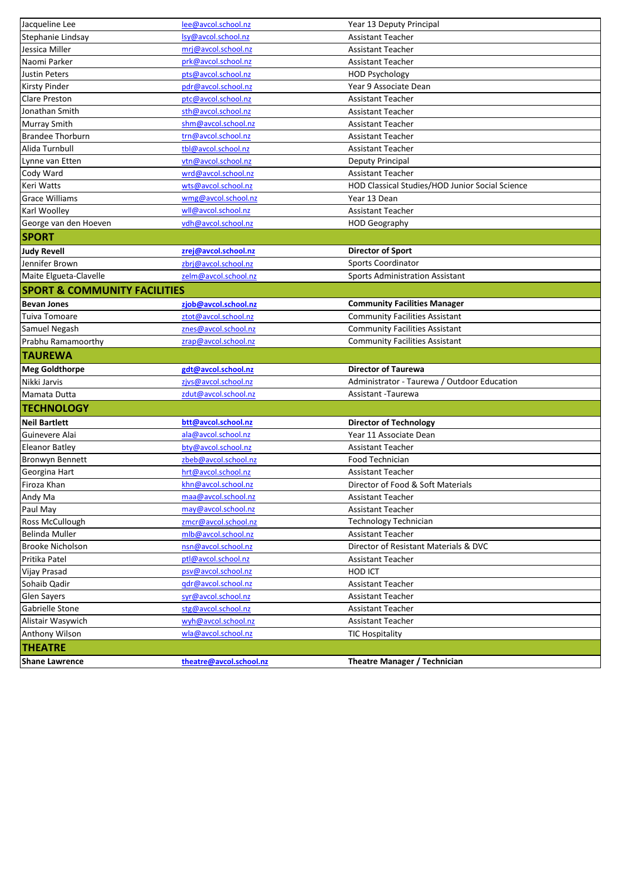| | | |
|---|---|---|
| Jacqueline Lee | lee@avcol.school.nz | Year 13 Deputy Principal |
| Stephanie Lindsay | lsy@avcol.school.nz | Assistant Teacher |
| Jessica Miller | mrj@avcol.school.nz | Assistant Teacher |
| Naomi Parker | prk@avcol.school.nz | Assistant Teacher |
| Justin Peters | pts@avcol.school.nz | HOD Psychology |
| Kirsty Pinder | pdr@avcol.school.nz | Year 9 Associate Dean |
| Clare Preston | ptc@avcol.school.nz | Assistant Teacher |
| Jonathan Smith | sth@avcol.school.nz | Assistant Teacher |
| Murray Smith | shm@avcol.school.nz | Assistant Teacher |
| Brandee Thorburn | trn@avcol.school.nz | Assistant Teacher |
| Alida Turnbull | tbl@avcol.school.nz | Assistant Teacher |
| Lynne van Etten | vtn@avcol.school.nz | Deputy Principal |
| Cody Ward | wrd@avcol.school.nz | Assistant Teacher |
| Keri Watts | wts@avcol.school.nz | HOD Classical Studies/HOD Junior Social Science |
| Grace Williams | wmg@avcol.school.nz | Year 13 Dean |
| Karl Woolley | wll@avcol.school.nz | Assistant Teacher |
| George van den Hoeven | vdh@avcol.school.nz | HOD Geography |
| **SPORT** | | |
| **Judy Revell** | **zrej@avcol.school.nz** | **Director of Sport** |
| Jennifer Brown | zbrj@avcol.school.nz | Sports Coordinator |
| Maite Elgueta-Clavelle | zelm@avcol.school.nz | Sports Administration Assistant |
| **SPORT & COMMUNITY FACILITIES** | | |
| **Bevan Jones** | **zjob@avcol.school.nz** | **Community Facilities Manager** |
| Tuiva Tomoare | ztot@avcol.school.nz | Community Facilities Assistant |
| Samuel Negash | znes@avcol.school.nz | Community Facilities Assistant |
| Prabhu Ramamoorthy | zrap@avcol.school.nz | Community Facilities Assistant |
| **TAUREWA** | | |
| **Meg Goldthorpe** | **gdt@avcol.school.nz** | **Director of Taurewa** |
| Nikki Jarvis | zjvs@avcol.school.nz | Administrator - Taurewa / Outdoor Education |
| Mamata Dutta | zdut@avcol.school.nz | Assistant -Taurewa |
| **TECHNOLOGY** | | |
| **Neil Bartlett** | **btt@avcol.school.nz** | **Director of Technology** |
| Guinevere Alai | ala@avcol.school.nz | Year 11 Associate Dean |
| Eleanor Batley | bty@avcol.school.nz | Assistant Teacher |
| Bronwyn Bennett | zbeb@avcol.school.nz | Food Technician |
| Georgina Hart | hrt@avcol.school.nz | Assistant Teacher |
| Firoza Khan | khn@avcol.school.nz | Director of Food & Soft Materials |
| Andy Ma | maa@avcol.school.nz | Assistant Teacher |
| Paul May | may@avcol.school.nz | Assistant Teacher |
| Ross McCullough | zmcr@avcol.school.nz | Technology Technician |
| Belinda Muller | mlb@avcol.school.nz | Assistant Teacher |
| Brooke Nicholson | nsn@avcol.school.nz | Director of Resistant Materials & DVC |
| Pritika Patel | ptl@avcol.school.nz | Assistant Teacher |
| Vijay Prasad | psv@avcol.school.nz | HOD ICT |
| Sohaib Qadir | qdr@avcol.school.nz | Assistant Teacher |
| Glen Sayers | syr@avcol.school.nz | Assistant Teacher |
| Gabrielle Stone | stg@avcol.school.nz | Assistant Teacher |
| Alistair Waswich | wyh@avcol.school.nz | Assistant Teacher |
| Anthony Wilson | wla@avcol.school.nz | TIC Hospitality |
| **THEATRE** | | |
| **Shane Lawrence** | **theatre@avcol.school.nz** | **Theatre Manager / Technician** |